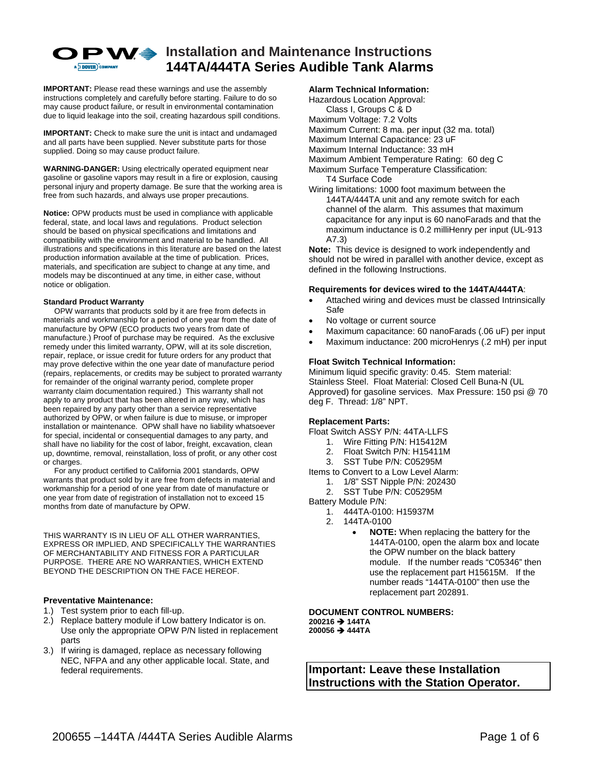# Installation and Maintenance Instructions
# 144TA/444TA Series Audible Tank Alarms

**IMPORTANT:** Please read these warnings and use the assembly instructions completely and carefully before starting. Failure to do so may cause product failure, or result in environmental contamination due to liquid leakage into the soil, creating hazardous spill conditions.

**IMPORTANT:** Check to make sure the unit is intact and undamaged and all parts have been supplied. Never substitute parts for those supplied. Doing so may cause product failure.

**WARNING-DANGER:** Using electrically operated equipment near gasoline or gasoline vapors may result in a fire or explosion, causing personal injury and property damage. Be sure that the working area is free from such hazards, and always use proper precautions.

**Notice:** OPW products must be used in compliance with applicable federal, state, and local laws and regulations. Product selection should be based on physical specifications and limitations and compatibility with the environment and material to be handled. All illustrations and specifications in this literature are based on the latest production information available at the time of publication. Prices, materials, and specification are subject to change at any time, and models may be discontinued at any time, in either case, without notice or obligation.

**Standard Product Warranty**

OPW warrants that products sold by it are free from defects in materials and workmanship for a period of one year from the date of manufacture by OPW (ECO products two years from date of manufacture.) Proof of purchase may be required. As the exclusive remedy under this limited warranty, OPW, will at its sole discretion, repair, replace, or issue credit for future orders for any product that may prove defective within the one year date of manufacture period (repairs, replacements, or credits may be subject to prorated warranty for remainder of the original warranty period, complete proper warranty claim documentation required.) This warranty shall not apply to any product that has been altered in any way, which has been repaired by any party other than a service representative authorized by OPW, or when failure is due to misuse, or improper installation or maintenance. OPW shall have no liability whatsoever for special, incidental or consequential damages to any party, and shall have no liability for the cost of labor, freight, excavation, clean up, downtime, removal, reinstallation, loss of profit, or any other cost or charges.

For any product certified to California 2001 standards, OPW warrants that product sold by it are free from defects in material and workmanship for a period of one year from date of manufacture or one year from date of registration of installation not to exceed 15 months from date of manufacture by OPW.

THIS WARRANTY IS IN LIEU OF ALL OTHER WARRANTIES, EXPRESS OR IMPLIED, AND SPECIFICALLY THE WARRANTIES OF MERCHANTABILITY AND FITNESS FOR A PARTICULAR PURPOSE. THERE ARE NO WARRANTIES, WHICH EXTEND BEYOND THE DESCRIPTION ON THE FACE HEREOF.

**Preventative Maintenance:**

1.) Test system prior to each fill-up.
2.) Replace battery module if Low battery Indicator is on. Use only the appropriate OPW P/N listed in replacement parts
3.) If wiring is damaged, replace as necessary following NEC, NFPA and any other applicable local. State, and federal requirements.

**Alarm Technical Information:**

Hazardous Location Approval:
Class I, Groups C & D
Maximum Voltage: 7.2 Volts
Maximum Current: 8 ma. per input (32 ma. total)
Maximum Internal Capacitance: 23 uF
Maximum Internal Inductance: 33 mH
Maximum Ambient Temperature Rating: 60 deg C
Maximum Surface Temperature Classification:
T4 Surface Code
Wiring limitations: 1000 foot maximum between the 144TA/444TA unit and any remote switch for each channel of the alarm. This assumes that maximum capacitance for any input is 60 nanoFarads and that the maximum inductance is 0.2 milliHenry per input (UL-913 A7.3)

**Note:** This device is designed to work independently and should not be wired in parallel with another device, except as defined in the following Instructions.

**Requirements for devices wired to the 144TA/444TA**:

- Attached wiring and devices must be classed Intrinsically Safe
- No voltage or current source
- Maximum capacitance: 60 nanoFarads (.06 uF) per input
- Maximum inductance: 200 microHenrys (.2 mH) per input

**Float Switch Technical Information:**

Minimum liquid specific gravity: 0.45. Stem material: Stainless Steel. Float Material: Closed Cell Buna-N (UL Approved) for gasoline services. Max Pressure: 150 psi @ 70 deg F. Thread: 1/8" NPT.

**Replacement Parts:**

Float Switch ASSY P/N: 44TA-LLFS
1. Wire Fitting P/N: H15412M
2. Float Switch P/N: H15411M
3. SST Tube P/N: C05295M

Items to Convert to a Low Level Alarm:
1. 1/8" SST Nipple P/N: 202430
2. SST Tube P/N: C05295M

Battery Module P/N:
1. 444TA-0100: H15937M
2. 144TA-0100
   - **NOTE:** When replacing the battery for the 144TA-0100, open the alarm box and locate the OPW number on the black battery module. If the number reads "C05346" then use the replacement part H15615M. If the number reads "144TA-0100" then use the replacement part 202891.

**DOCUMENT CONTROL NUMBERS:**
**200216 → 144TA**
**200056 → 444TA**

**Important: Leave these Installation Instructions with the Station Operator.**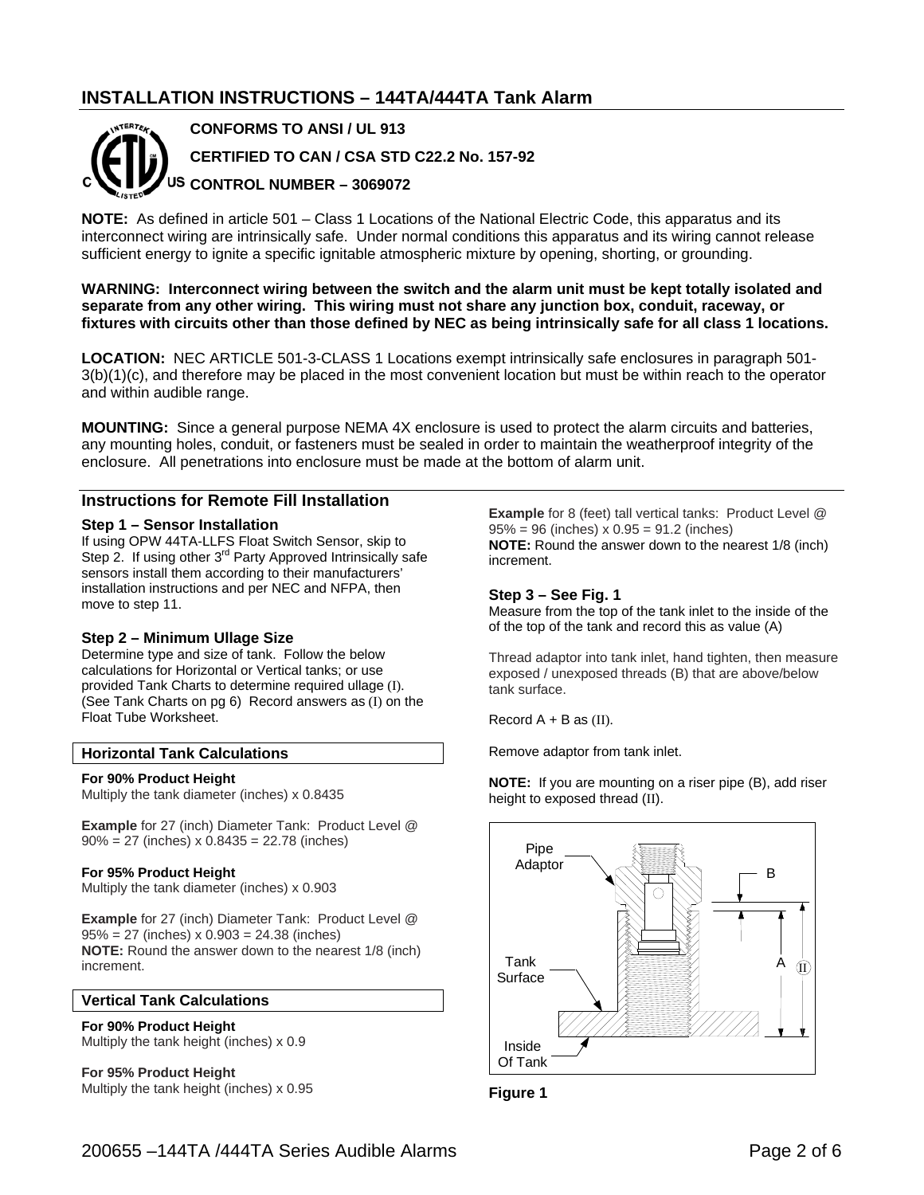## INSTALLATION INSTRUCTIONS – 144TA/444TA Tank Alarm

**CONFORMS TO ANSI / UL 913**

**CERTIFIED TO CAN / CSA STD C22.2 No. 157-92**

**CONTROL NUMBER – 3069072**

**NOTE:** As defined in article 501 – Class 1 Locations of the National Electric Code, this apparatus and its interconnect wiring are intrinsically safe. Under normal conditions this apparatus and its wiring cannot release sufficient energy to ignite a specific ignitable atmospheric mixture by opening, shorting, or grounding.

**WARNING: Interconnect wiring between the switch and the alarm unit must be kept totally isolated and separate from any other wiring. This wiring must not share any junction box, conduit, raceway, or fixtures with circuits other than those defined by NEC as being intrinsically safe for all class 1 locations.**

**LOCATION:** NEC ARTICLE 501-3-CLASS 1 Locations exempt intrinsically safe enclosures in paragraph 501-3(b)(1)(c), and therefore may be placed in the most convenient location but must be within reach to the operator and within audible range.

**MOUNTING:** Since a general purpose NEMA 4X enclosure is used to protect the alarm circuits and batteries, any mounting holes, conduit, or fasteners must be sealed in order to maintain the weatherproof integrity of the enclosure. All penetrations into enclosure must be made at the bottom of alarm unit.

### Instructions for Remote Fill Installation

#### Step 1 – Sensor Installation

If using OPW 44TA-LLFS Float Switch Sensor, skip to Step 2. If using other 3rd Party Approved Intrinsically safe sensors install them according to their manufacturers' installation instructions and per NEC and NFPA, then move to step 11.

#### Step 2 – Minimum Ullage Size

Determine type and size of tank. Follow the below calculations for Horizontal or Vertical tanks; or use provided Tank Charts to determine required ullage (I). (See Tank Charts on pg 6) Record answers as (I) on the Float Tube Worksheet.

#### Horizontal Tank Calculations

**For 90% Product Height**
Multiply the tank diameter (inches) x 0.8435

**Example** for 27 (inch) Diameter Tank: Product Level @ 90% = 27 (inches) x 0.8435 = 22.78 (inches)

**For 95% Product Height**
Multiply the tank diameter (inches) x 0.903

**Example** for 27 (inch) Diameter Tank: Product Level @ 95% = 27 (inches) x 0.903 = 24.38 (inches)
**NOTE:** Round the answer down to the nearest 1/8 (inch) increment.

#### Vertical Tank Calculations

**For 90% Product Height**
Multiply the tank height (inches) x 0.9

**For 95% Product Height**
Multiply the tank height (inches) x 0.95

**Example** for 8 (feet) tall vertical tanks: Product Level @ 95% = 96 (inches) x 0.95 = 91.2 (inches)
**NOTE:** Round the answer down to the nearest 1/8 (inch) increment.

#### Step 3 – See Fig. 1

Measure from the top of the tank inlet to the inside of the of the top of the tank and record this as value (A)

Thread adaptor into tank inlet, hand tighten, then measure exposed / unexposed threads (B) that are above/below tank surface.

Record A + B as (II).

Remove adaptor from tank inlet.

**NOTE:** If you are mounting on a riser pipe (B), add riser height to exposed thread (II).

Pipe Adaptor | B | Tank Surface | A | II | Inside Of Tank

**Figure 1**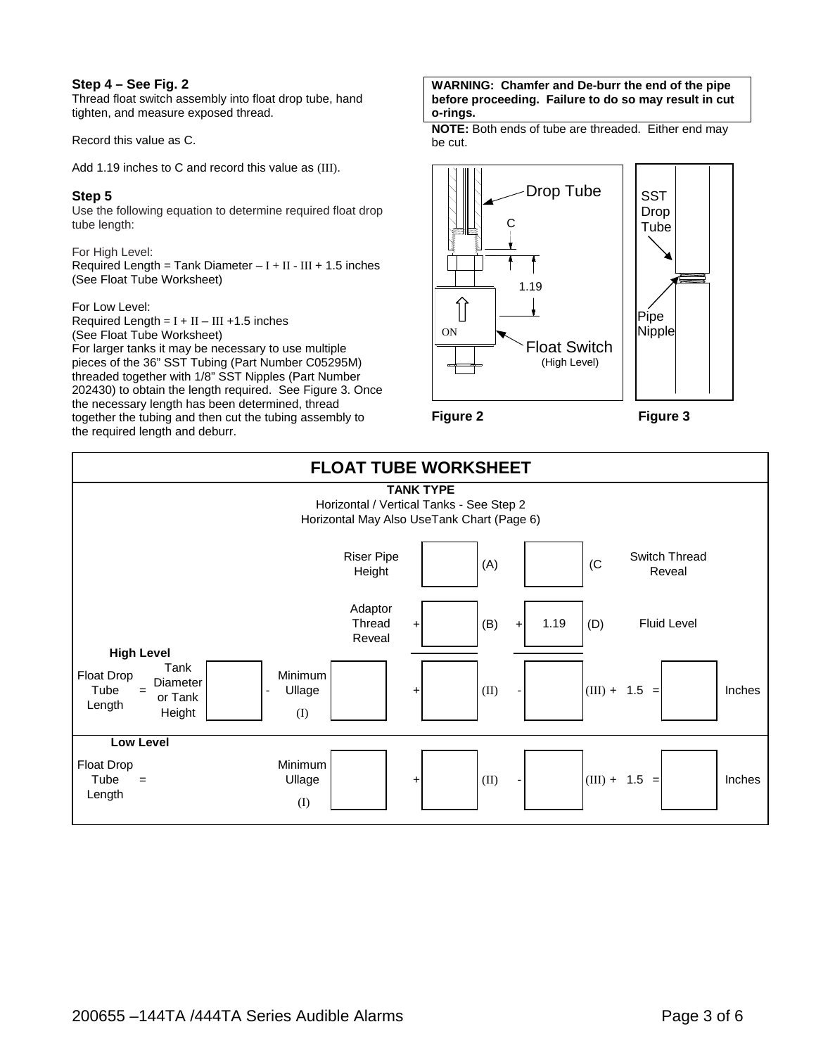**Step 4 – See Fig. 2**
Thread float switch assembly into float drop tube, hand tighten, and measure exposed thread.

Record this value as C.

Add 1.19 inches to C and record this value as (III).

**Step 5**
Use the following equation to determine required float drop tube length:

For High Level:
Required Length = Tank Diameter – I + II - III + 1.5 inches
(See Float Tube Worksheet)

For Low Level:
Required Length = I + II – III +1.5 inches
(See Float Tube Worksheet)
For larger tanks it may be necessary to use multiple pieces of the 36" SST Tubing (Part Number C05295M) threaded together with 1/8" SST Nipples (Part Number 202430) to obtain the length required. See Figure 3. Once the necessary length has been determined, thread together the tubing and then cut the tubing assembly to the required length and deburr.

**WARNING: Chamfer and De-burr the end of the pipe before proceeding. Failure to do so may result in cut o-rings.**

**NOTE:** Both ends of tube are threaded. Either end may be cut.

Drop Tube
C
1.19
ON
Float Switch
(High Level)

**Figure 2**

SST Drop Tube
Pipe Nipple

**Figure 3**

## FLOAT TUBE WORKSHEET

**TANK TYPE**
Horizontal / Vertical Tanks - See Step 2
Horizontal May Also UseTank Chart (Page 6)

| | | | | | | | | | |
|---|---|---|---|---|---|---|---|---|---|
| | | Riser Pipe Height | | (A) | | (C | Switch Thread Reveal | | |
| | | Adaptor Thread Reveal | + | (B) | + 1.19 | (D) | Fluid Level | | |
| **High Level** Float Drop Tube Length = | Tank Diameter or Tank Height | - Minimum Ullage (I) | + | (II) | - | (III) + 1.5 = | | Inches | |
| **Low Level** Float Drop Tube Length = | | Minimum Ullage (I) | + | (II) | - | (III) + 1.5 = | | Inches | |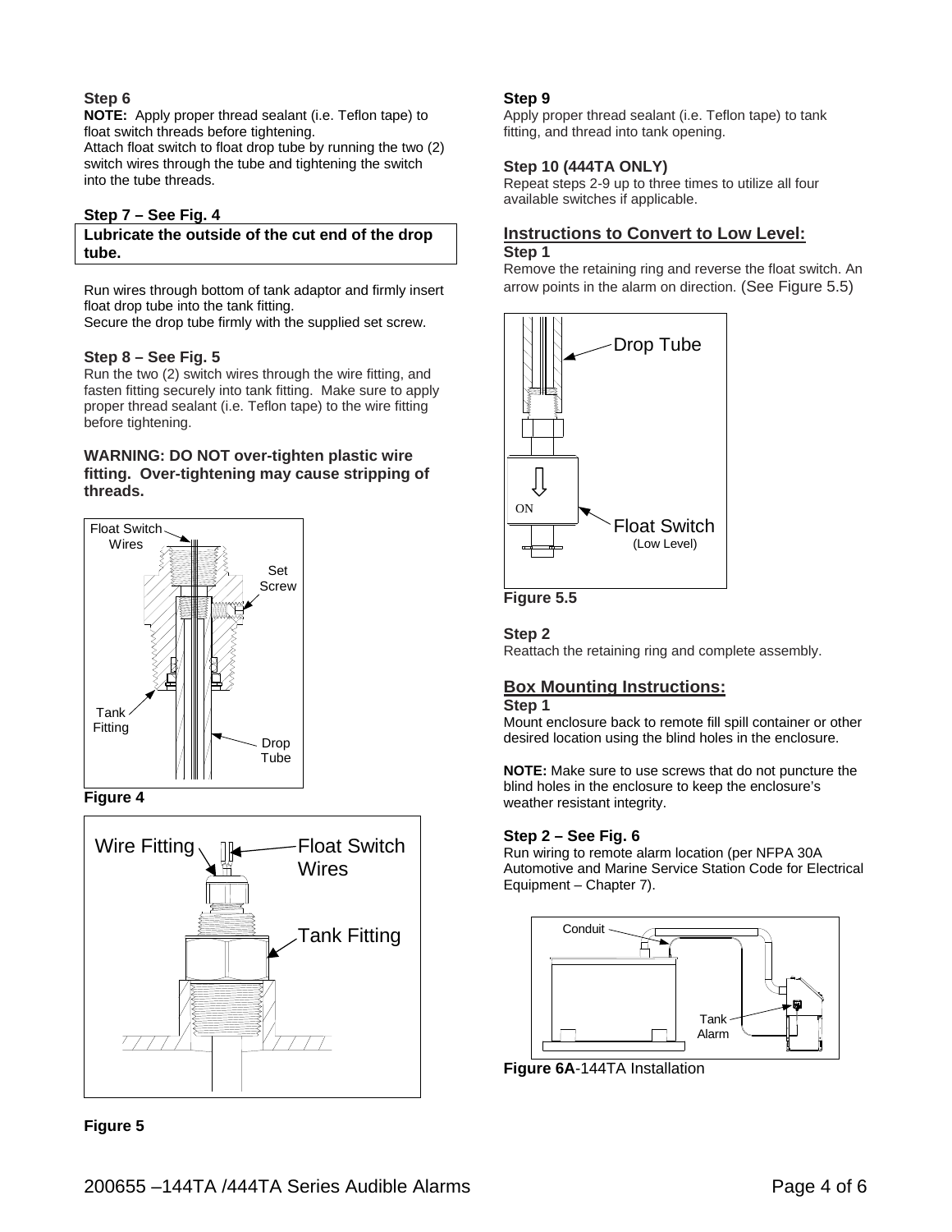**Step 6**

**NOTE:** Apply proper thread sealant (i.e. Teflon tape) to float switch threads before tightening.
Attach float switch to float drop tube by running the two (2) switch wires through the tube and tightening the switch into the tube threads.

**Step 7 – See Fig. 4**

**Lubricate the outside of the cut end of the drop tube.**

Run wires through bottom of tank adaptor and firmly insert float drop tube into the tank fitting.
Secure the drop tube firmly with the supplied set screw.

**Step 8 – See Fig. 5**

Run the two (2) switch wires through the wire fitting, and fasten fitting securely into tank fitting. Make sure to apply proper thread sealant (i.e. Teflon tape) to the wire fitting before tightening.

**WARNING: DO NOT over-tighten plastic wire fitting. Over-tightening may cause stripping of threads.**

Float Switch Wires, Set Screw, Tank Fitting, Drop Tube

**Figure 4**

Wire Fitting, Float Switch Wires, Tank Fitting

**Figure 5**

**Step 9**

Apply proper thread sealant (i.e. Teflon tape) to tank fitting, and thread into tank opening.

**Step 10 (444TA ONLY)**

Repeat steps 2-9 up to three times to utilize all four available switches if applicable.

## Instructions to Convert to Low Level:

**Step 1**

Remove the retaining ring and reverse the float switch. An arrow points in the alarm on direction. (See Figure 5.5)

Drop Tube, ON, Float Switch (Low Level)

**Figure 5.5**

**Step 2**

Reattach the retaining ring and complete assembly.

## Box Mounting Instructions:

**Step 1**

Mount enclosure back to remote fill spill container or other desired location using the blind holes in the enclosure.

**NOTE:** Make sure to use screws that do not puncture the blind holes in the enclosure to keep the enclosure's weather resistant integrity.

**Step 2 – See Fig. 6**

Run wiring to remote alarm location (per NFPA 30A Automotive and Marine Service Station Code for Electrical Equipment – Chapter 7).

Conduit, Tank Alarm

**Figure 6A**-144TA Installation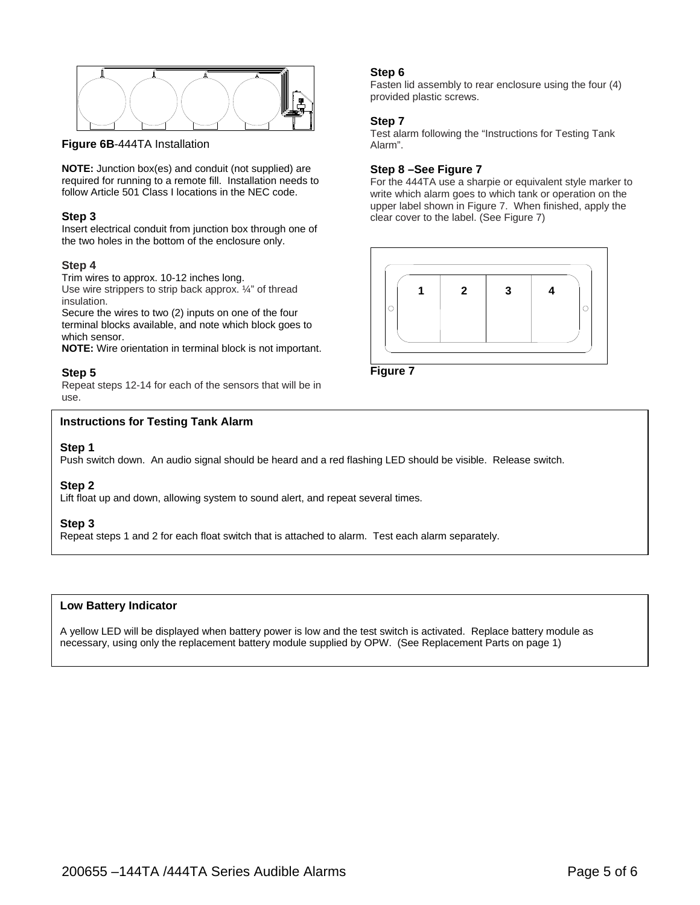**Figure 6B**-444TA Installation

**NOTE:** Junction box(es) and conduit (not supplied) are required for running to a remote fill. Installation needs to follow Article 501 Class I locations in the NEC code.

### Step 3

Insert electrical conduit from junction box through one of the two holes in the bottom of the enclosure only.

### Step 4

Trim wires to approx. 10-12 inches long.
Use wire strippers to strip back approx. ¼" of thread insulation.
Secure the wires to two (2) inputs on one of the four terminal blocks available, and note which block goes to which sensor.
**NOTE:** Wire orientation in terminal block is not important.

### Step 5

Repeat steps 12-14 for each of the sensors that will be in use.

### Step 6

Fasten lid assembly to rear enclosure using the four (4) provided plastic screws.

### Step 7

Test alarm following the "Instructions for Testing Tank Alarm".

### Step 8 –See Figure 7

For the 444TA use a sharpie or equivalent style marker to write which alarm goes to which tank or operation on the upper label shown in Figure 7. When finished, apply the clear cover to the label. (See Figure 7)

**Figure 7**

## Instructions for Testing Tank Alarm

### Step 1

Push switch down. An audio signal should be heard and a red flashing LED should be visible. Release switch.

### Step 2

Lift float up and down, allowing system to sound alert, and repeat several times.

### Step 3

Repeat steps 1 and 2 for each float switch that is attached to alarm. Test each alarm separately.

## Low Battery Indicator

A yellow LED will be displayed when battery power is low and the test switch is activated. Replace battery module as necessary, using only the replacement battery module supplied by OPW. (See Replacement Parts on page 1)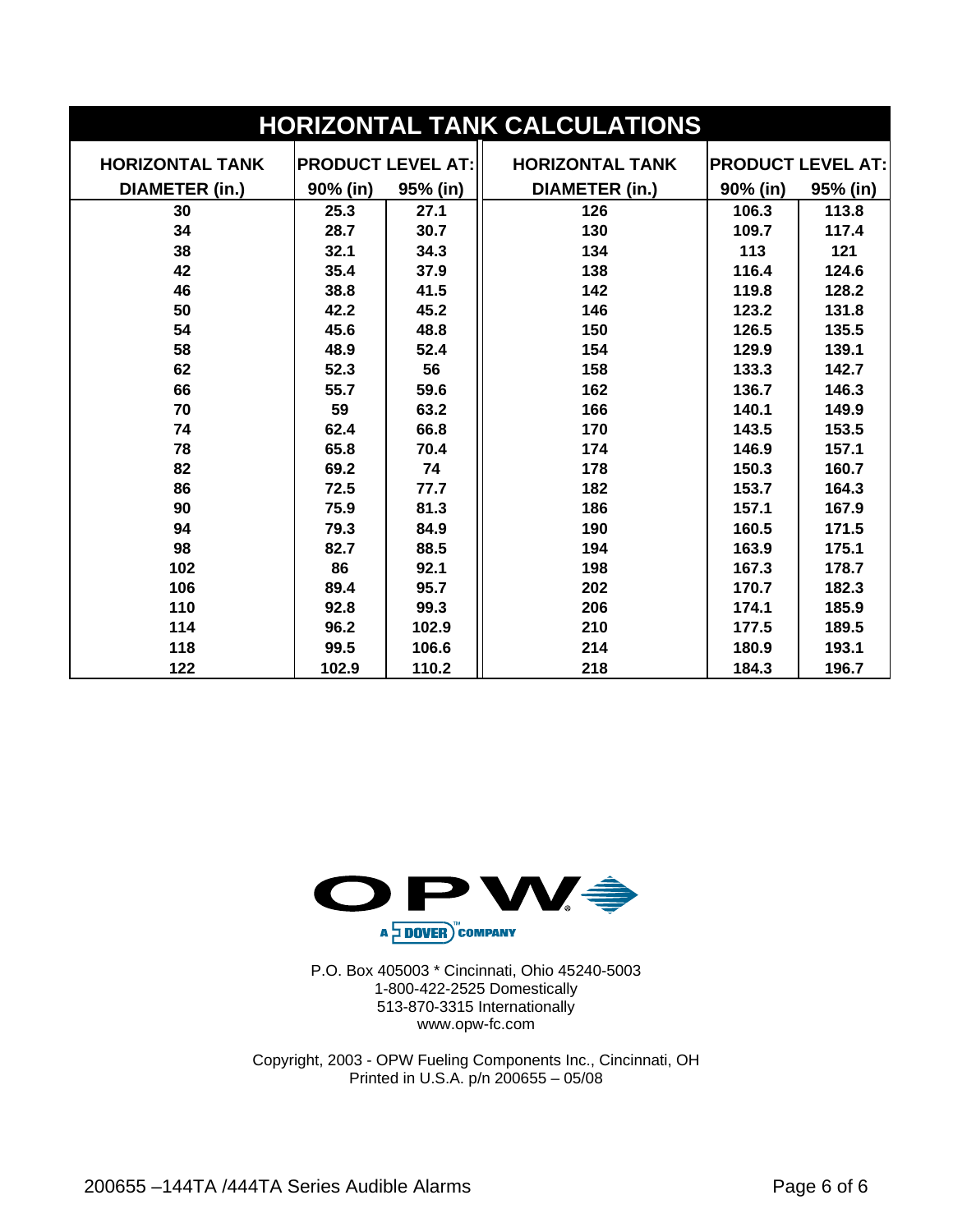# HORIZONTAL TANK CALCULATIONS

| HORIZONTAL TANK DIAMETER (in.) | PRODUCT LEVEL AT: 90% (in) | PRODUCT LEVEL AT: 95% (in) | HORIZONTAL TANK DIAMETER (in.) | PRODUCT LEVEL AT: 90% (in) | PRODUCT LEVEL AT: 95% (in) |
|---|---|---|---|---|---|
| 30 | 25.3 | 27.1 | 126 | 106.3 | 113.8 |
| 34 | 28.7 | 30.7 | 130 | 109.7 | 117.4 |
| 38 | 32.1 | 34.3 | 134 | 113 | 121 |
| 42 | 35.4 | 37.9 | 138 | 116.4 | 124.6 |
| 46 | 38.8 | 41.5 | 142 | 119.8 | 128.2 |
| 50 | 42.2 | 45.2 | 146 | 123.2 | 131.8 |
| 54 | 45.6 | 48.8 | 150 | 126.5 | 135.5 |
| 58 | 48.9 | 52.4 | 154 | 129.9 | 139.1 |
| 62 | 52.3 | 56 | 158 | 133.3 | 142.7 |
| 66 | 55.7 | 59.6 | 162 | 136.7 | 146.3 |
| 70 | 59 | 63.2 | 166 | 140.1 | 149.9 |
| 74 | 62.4 | 66.8 | 170 | 143.5 | 153.5 |
| 78 | 65.8 | 70.4 | 174 | 146.9 | 157.1 |
| 82 | 69.2 | 74 | 178 | 150.3 | 160.7 |
| 86 | 72.5 | 77.7 | 182 | 153.7 | 164.3 |
| 90 | 75.9 | 81.3 | 186 | 157.1 | 167.9 |
| 94 | 79.3 | 84.9 | 190 | 160.5 | 171.5 |
| 98 | 82.7 | 88.5 | 194 | 163.9 | 175.1 |
| 102 | 86 | 92.1 | 198 | 167.3 | 178.7 |
| 106 | 89.4 | 95.7 | 202 | 170.7 | 182.3 |
| 110 | 92.8 | 99.3 | 206 | 174.1 | 185.9 |
| 114 | 96.2 | 102.9 | 210 | 177.5 | 189.5 |
| 118 | 99.5 | 106.6 | 214 | 180.9 | 193.1 |
| 122 | 102.9 | 110.2 | 218 | 184.3 | 196.7 |

OPW
A DOVER COMPANY

P.O. Box 405003 * Cincinnati, Ohio 45240-5003
1-800-422-2525 Domestically
513-870-3315 Internationally
www.opw-fc.com

Copyright, 2003 - OPW Fueling Components Inc., Cincinnati, OH
Printed in U.S.A. p/n 200655 – 05/08